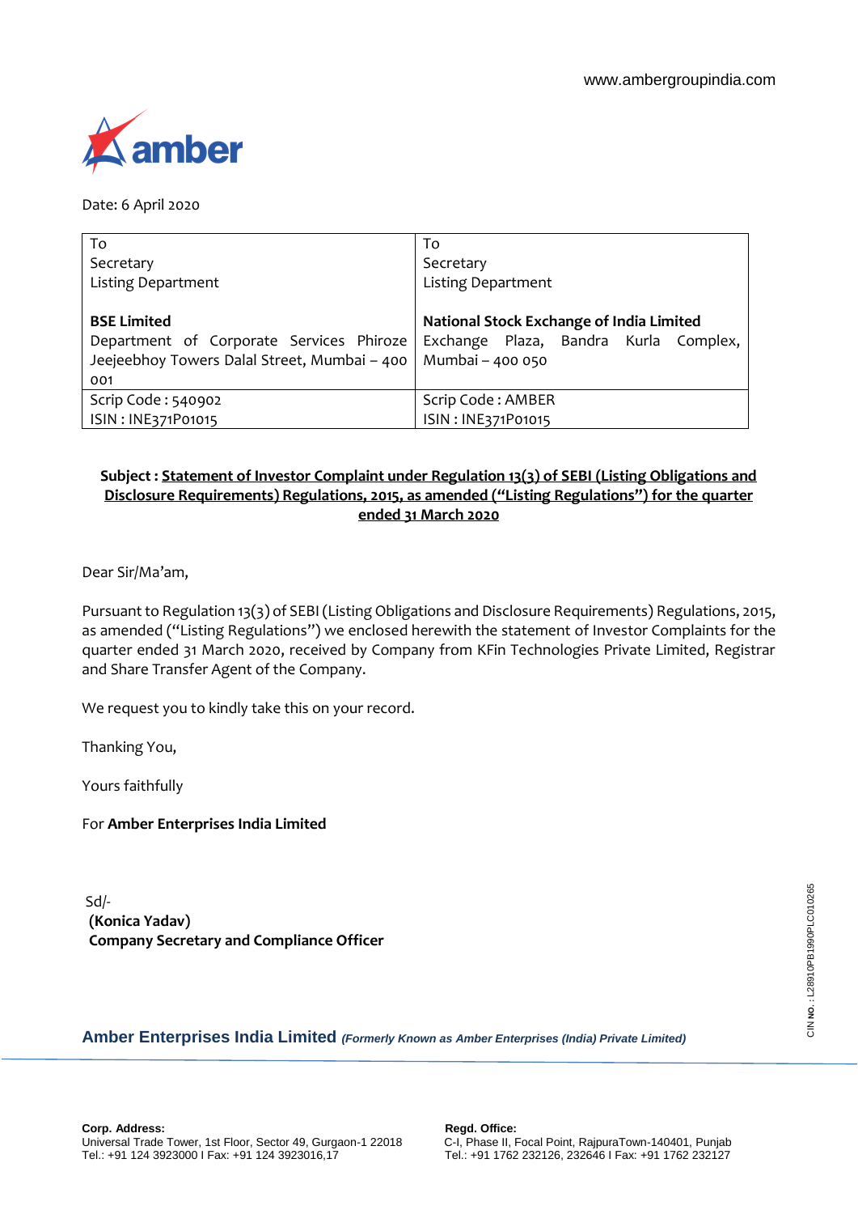www.ambergroupindia.com

Date: 6 April 2020

| To<br>Secretary<br>Listing Department<br><br>**BSE Limited**<br>Department of Corporate Services Phiroze Jeejeebhoy Towers Dalal Street, Mumbai – 400 001 | To<br>Secretary<br>Listing Department<br><br>**National Stock Exchange of India Limited**<br>Exchange Plaza, Bandra Kurla Complex, Mumbai – 400 050 |
|---|---|
| Scrip Code : 540902<br>ISIN : INE371P01015 | Scrip Code : AMBER<br>ISIN : INE371P01015 |

**Subject : Statement of Investor Complaint under Regulation 13(3) of SEBI (Listing Obligations and Disclosure Requirements) Regulations, 2015, as amended ("Listing Regulations") for the quarter ended 31 March 2020**

Dear Sir/Ma'am,

Pursuant to Regulation 13(3) of SEBI (Listing Obligations and Disclosure Requirements) Regulations, 2015, as amended ("Listing Regulations") we enclosed herewith the statement of Investor Complaints for the quarter ended 31 March 2020, received by Company from KFin Technologies Private Limited, Registrar and Share Transfer Agent of the Company.

We request you to kindly take this on your record.

Thanking You,

Yours faithfully

For **Amber Enterprises India Limited**

Sd/-
**(Konica Yadav)**
**Company Secretary and Compliance Officer**

CIN NO. : L28910PB1990PLC010265

**Amber Enterprises India Limited** *(Formerly Known as Amber Enterprises (India) Private Limited)*

**Corp. Address:**
Universal Trade Tower, 1st Floor, Sector 49, Gurgaon-1 22018
Tel.: +91 124 3923000 I Fax: +91 124 3923016,17

**Regd. Office:**
C-I, Phase II, Focal Point, RajpuraTown-140401, Punjab
Tel.: +91 1762 232126, 232646 I Fax: +91 1762 232127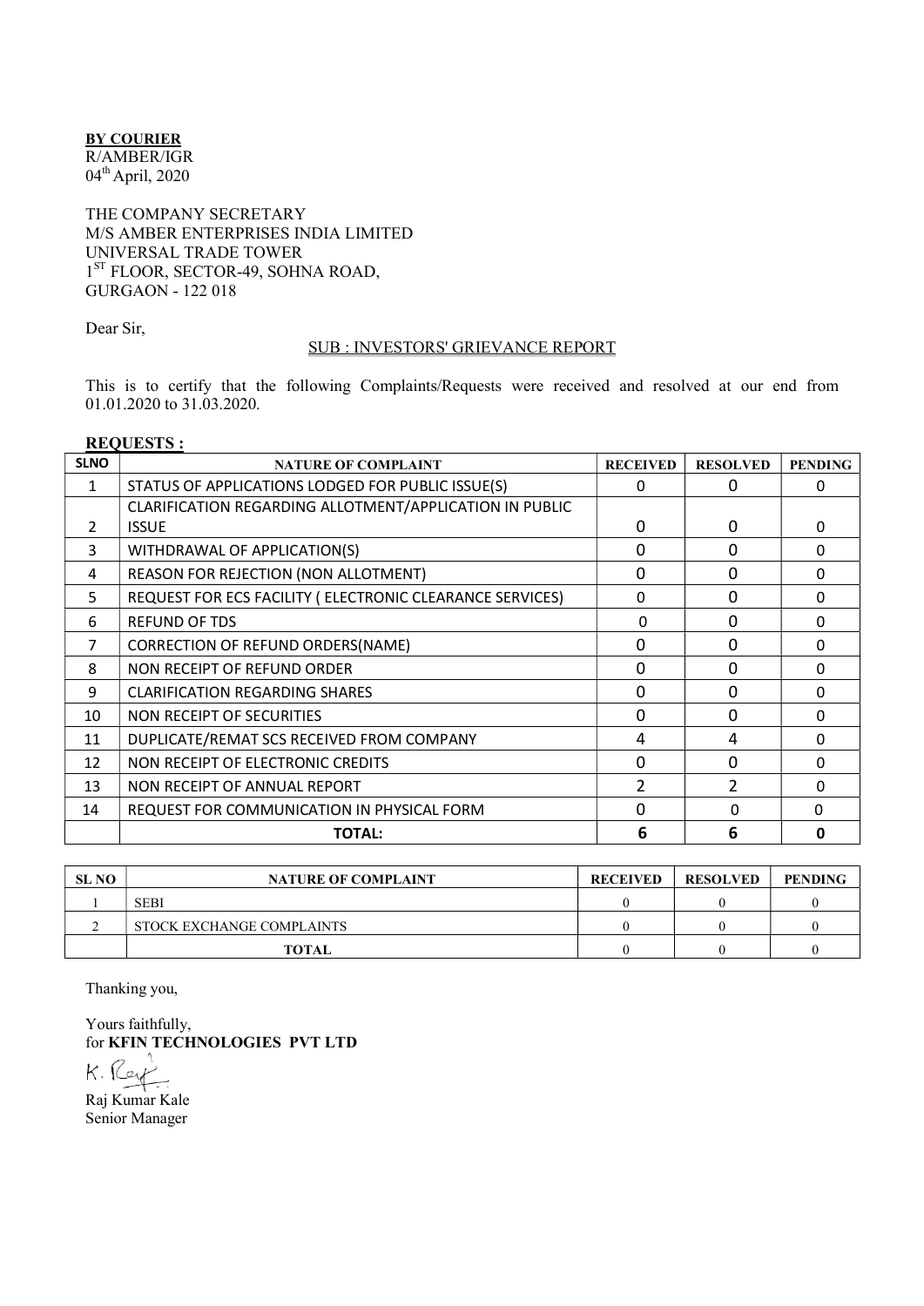**BY COURIER**
R/AMBER/IGR
04th April, 2020

THE COMPANY SECRETARY
M/S AMBER ENTERPRISES INDIA LIMITED
UNIVERSAL TRADE TOWER
1ST FLOOR, SECTOR-49, SOHNA ROAD,
GURGAON - 122 018

Dear Sir,

SUB : INVESTORS' GRIEVANCE REPORT

This is to certify that the following Complaints/Requests were received and resolved at our end from 01.01.2020 to 31.03.2020.

**REQUESTS :**

| SLNO | NATURE OF COMPLAINT | RECEIVED | RESOLVED | PENDING |
|---|---|---|---|---|
| 1 | STATUS OF APPLICATIONS LODGED FOR PUBLIC ISSUE(S) | 0 | 0 | 0 |
| 2 | CLARIFICATION REGARDING ALLOTMENT/APPLICATION IN PUBLIC ISSUE | 0 | 0 | 0 |
| 3 | WITHDRAWAL OF APPLICATION(S) | 0 | 0 | 0 |
| 4 | REASON FOR REJECTION (NON ALLOTMENT) | 0 | 0 | 0 |
| 5 | REQUEST FOR ECS FACILITY ( ELECTRONIC CLEARANCE SERVICES) | 0 | 0 | 0 |
| 6 | REFUND OF TDS | 0 | 0 | 0 |
| 7 | CORRECTION OF REFUND ORDERS(NAME) | 0 | 0 | 0 |
| 8 | NON RECEIPT OF REFUND ORDER | 0 | 0 | 0 |
| 9 | CLARIFICATION REGARDING SHARES | 0 | 0 | 0 |
| 10 | NON RECEIPT OF SECURITIES | 0 | 0 | 0 |
| 11 | DUPLICATE/REMAT SCS RECEIVED FROM COMPANY | 4 | 4 | 0 |
| 12 | NON RECEIPT OF ELECTRONIC CREDITS | 0 | 0 | 0 |
| 13 | NON RECEIPT OF ANNUAL REPORT | 2 | 2 | 0 |
| 14 | REQUEST FOR COMMUNICATION IN PHYSICAL FORM | 0 | 0 | 0 |
| | **TOTAL:** | **6** | **6** | **0** |

| SL NO | NATURE OF COMPLAINT | RECEIVED | RESOLVED | PENDING |
|---|---|---|---|---|
| 1 | SEBI | 0 | 0 | 0 |
| 2 | STOCK EXCHANGE COMPLAINTS | 0 | 0 | 0 |
| | **TOTAL** | 0 | 0 | 0 |

Thanking you,

Yours faithfully,
for **KFIN TECHNOLOGIES PVT LTD**

K. Raj

Raj Kumar Kale
Senior Manager